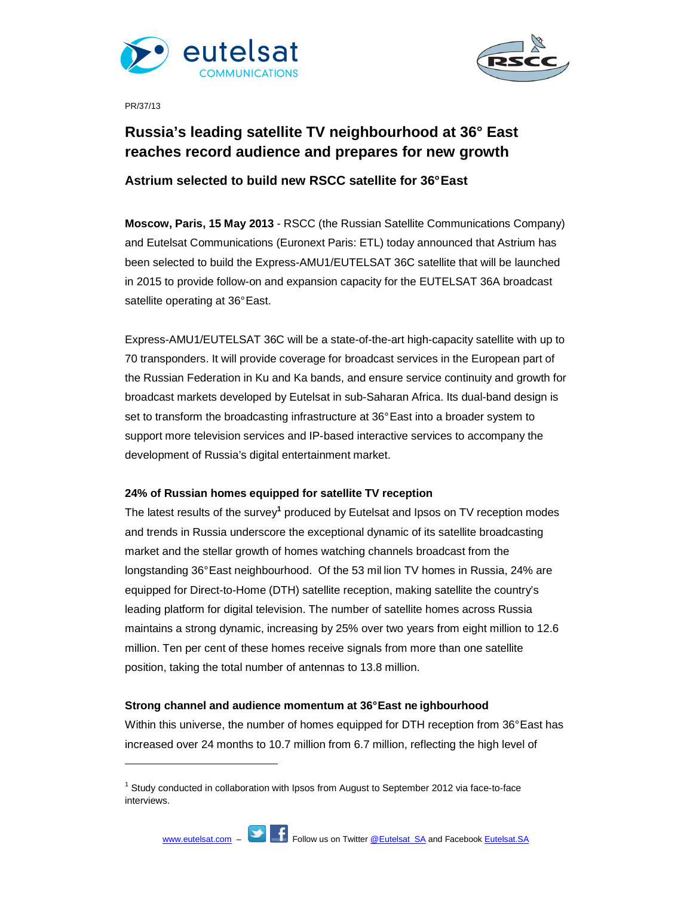PR/37/13

# Russia's leading satellite TV neighbourhood at 36° East reaches record audience and prepares for new growth

## Astrium selected to build new RSCC satellite for 36° East

**Moscow, Paris, 15 May 2013** - RSCC (the Russian Satellite Communications Company) and Eutelsat Communications (Euronext Paris: ETL) today announced that Astrium has been selected to build the Express-AMU1/EUTELSAT 36C satellite that will be launched in 2015 to provide follow-on and expansion capacity for the EUTELSAT 36A broadcast satellite operating at 36° East.

Express-AMU1/EUTELSAT 36C will be a state-of-the-art high-capacity satellite with up to 70 transponders. It will provide coverage for broadcast services in the European part of the Russian Federation in Ku and Ka bands, and ensure service continuity and growth for broadcast markets developed by Eutelsat in sub-Saharan Africa. Its dual-band design is set to transform the broadcasting infrastructure at 36° East into a broader system to support more television services and IP-based interactive services to accompany the development of Russia's digital entertainment market.

**24% of Russian homes equipped for satellite TV reception**

The latest results of the survey[1] produced by Eutelsat and Ipsos on TV reception modes and trends in Russia underscore the exceptional dynamic of its satellite broadcasting market and the stellar growth of homes watching channels broadcast from the longstanding 36° East neighbourhood. Of the 53 million TV homes in Russia, 24% are equipped for Direct-to-Home (DTH) satellite reception, making satellite the country's leading platform for digital television. The number of satellite homes across Russia maintains a strong dynamic, increasing by 25% over two years from eight million to 12.6 million. Ten per cent of these homes receive signals from more than one satellite position, taking the total number of antennas to 13.8 million.

**Strong channel and audience momentum at 36° East neighbourhood**

Within this universe, the number of homes equipped for DTH reception from 36° East has increased over 24 months to 10.7 million from 6.7 million, reflecting the high level of

[1] Study conducted in collaboration with Ipsos from August to September 2012 via face-to-face interviews.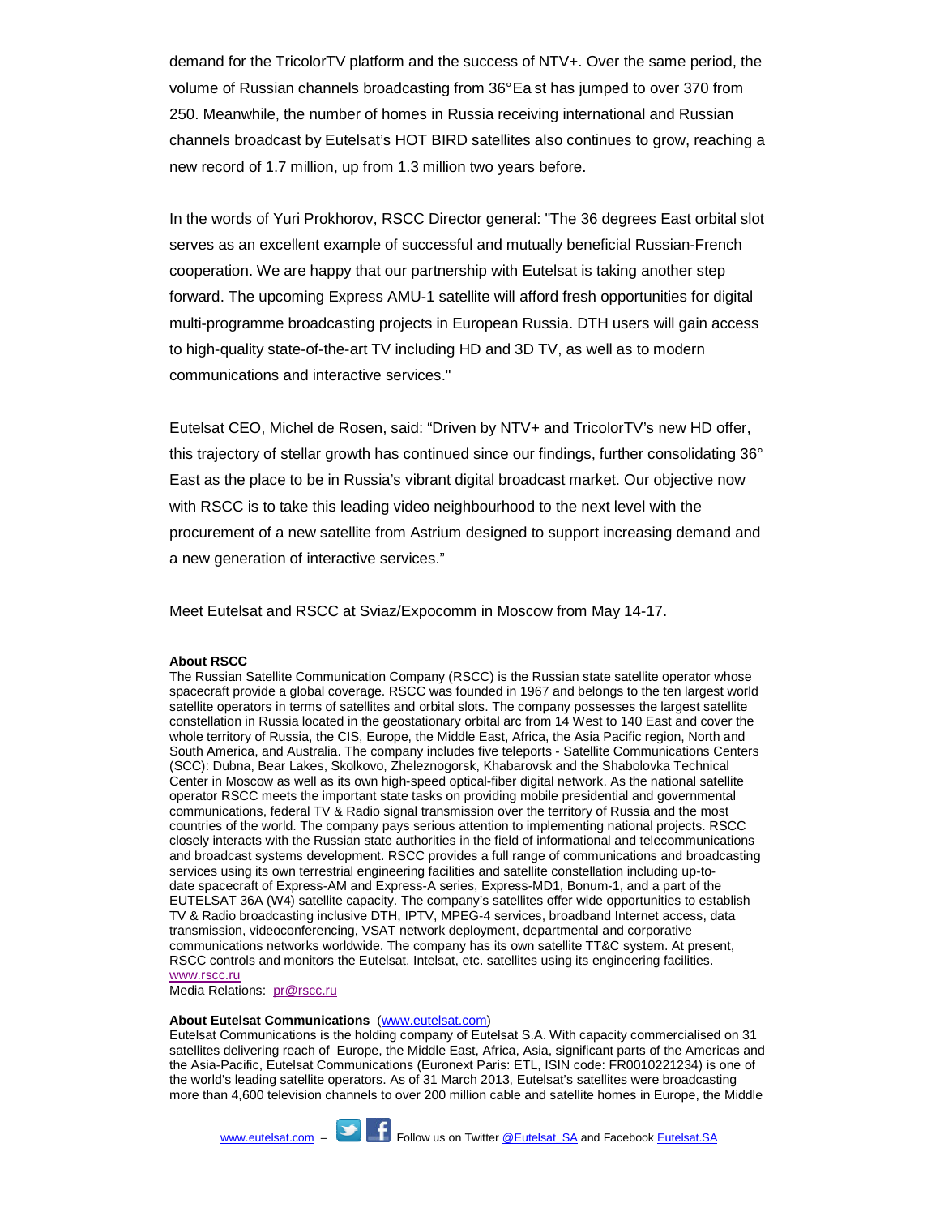demand for the TricolorTV platform and the success of NTV+. Over the same period, the volume of Russian channels broadcasting from 36° East has jumped to over 370 from 250. Meanwhile, the number of homes in Russia receiving international and Russian channels broadcast by Eutelsat's HOT BIRD satellites also continues to grow, reaching a new record of 1.7 million, up from 1.3 million two years before.

In the words of Yuri Prokhorov, RSCC Director general: "The 36 degrees East orbital slot serves as an excellent example of successful and mutually beneficial Russian-French cooperation. We are happy that our partnership with Eutelsat is taking another step forward. The upcoming Express AMU-1 satellite will afford fresh opportunities for digital multi-programme broadcasting projects in European Russia. DTH users will gain access to high-quality state-of-the-art TV including HD and 3D TV, as well as to modern communications and interactive services."

Eutelsat CEO, Michel de Rosen, said: "Driven by NTV+ and TricolorTV's new HD offer, this trajectory of stellar growth has continued since our findings, further consolidating 36° East as the place to be in Russia's vibrant digital broadcast market. Our objective now with RSCC is to take this leading video neighbourhood to the next level with the procurement of a new satellite from Astrium designed to support increasing demand and a new generation of interactive services."

Meet Eutelsat and RSCC at Sviaz/Expocomm in Moscow from May 14-17.

**About RSCC**

The Russian Satellite Communication Company (RSCC) is the Russian state satellite operator whose spacecraft provide a global coverage. RSCC was founded in 1967 and belongs to the ten largest world satellite operators in terms of satellites and orbital slots. The company possesses the largest satellite constellation in Russia located in the geostationary orbital arc from 14 West to 140 East and cover the whole territory of Russia, the CIS, Europe, the Middle East, Africa, the Asia Pacific region, North and South America, and Australia. The company includes five teleports - Satellite Communications Centers (SCC): Dubna, Bear Lakes, Skolkovo, Zheleznogorsk, Khabarovsk and the Shabolovka Technical Center in Moscow as well as its own high-speed optical-fiber digital network. As the national satellite operator RSCC meets the important state tasks on providing mobile presidential and governmental communications, federal TV & Radio signal transmission over the territory of Russia and the most countries of the world. The company pays serious attention to implementing national projects. RSCC closely interacts with the Russian state authorities in the field of informational and telecommunications and broadcast systems development. RSCC provides a full range of communications and broadcasting services using its own terrestrial engineering facilities and satellite constellation including up-to-date spacecraft of Express-AM and Express-A series, Express-MD1, Bonum-1, and a part of the EUTELSAT 36A (W4) satellite capacity. The company's satellites offer wide opportunities to establish TV & Radio broadcasting inclusive DTH, IPTV, MPEG-4 services, broadband Internet access, data transmission, videoconferencing, VSAT network deployment, departmental and corporative communications networks worldwide. The company has its own satellite TT&C system. At present, RSCC controls and monitors the Eutelsat, Intelsat, etc. satellites using its engineering facilities.
www.rscc.ru
Media Relations: pr@rscc.ru

**About Eutelsat Communications** (www.eutelsat.com)

Eutelsat Communications is the holding company of Eutelsat S.A. With capacity commercialised on 31 satellites delivering reach of Europe, the Middle East, Africa, Asia, significant parts of the Americas and the Asia-Pacific, Eutelsat Communications (Euronext Paris: ETL, ISIN code: FR0010221234) is one of the world's leading satellite operators. As of 31 March 2013, Eutelsat's satellites were broadcasting more than 4,600 television channels to over 200 million cable and satellite homes in Europe, the Middle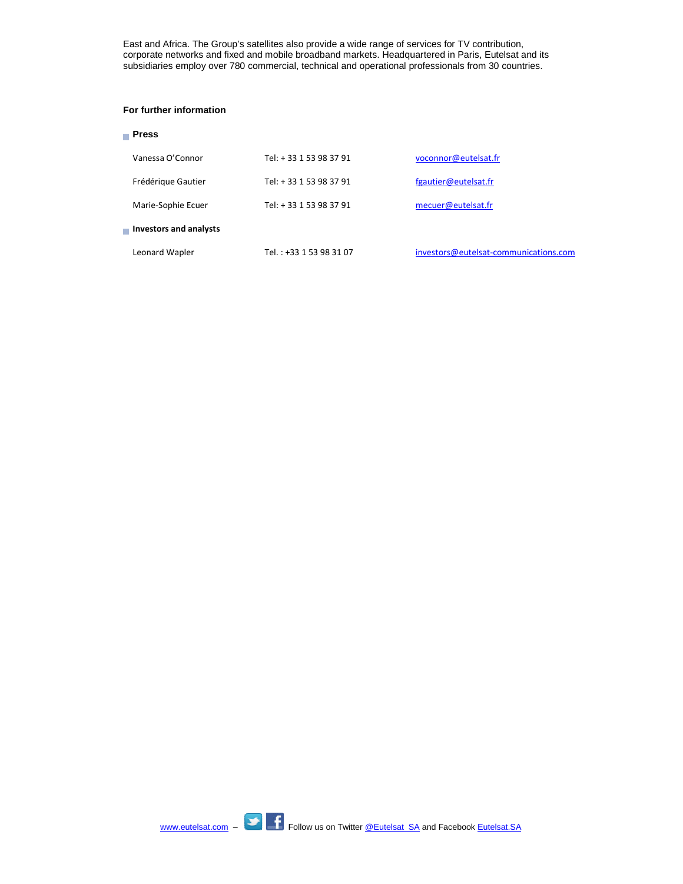East and Africa. The Group's satellites also provide a wide range of services for TV contribution, corporate networks and fixed and mobile broadband markets. Headquartered in Paris, Eutelsat and its subsidiaries employ over 780 commercial, technical and operational professionals from 30 countries.

**For further information**

**Press**

| | | |
|---|---|---|
| Vanessa O'Connor | Tel: + 33 1 53 98 37 91 | voconnor@eutelsat.fr |
| Frédérique Gautier | Tel: + 33 1 53 98 37 91 | fgautier@eutelsat.fr |
| Marie-Sophie Ecuer | Tel: + 33 1 53 98 37 91 | mecuer@eutelsat.fr |

**Investors and analysts**

| | | |
|---|---|---|
| Leonard Wapler | Tel. : +33 1 53 98 31 07 | investors@eutelsat-communications.com |

www.eutelsat.com – Follow us on Twitter @Eutelsat_SA and Facebook Eutelsat.SA